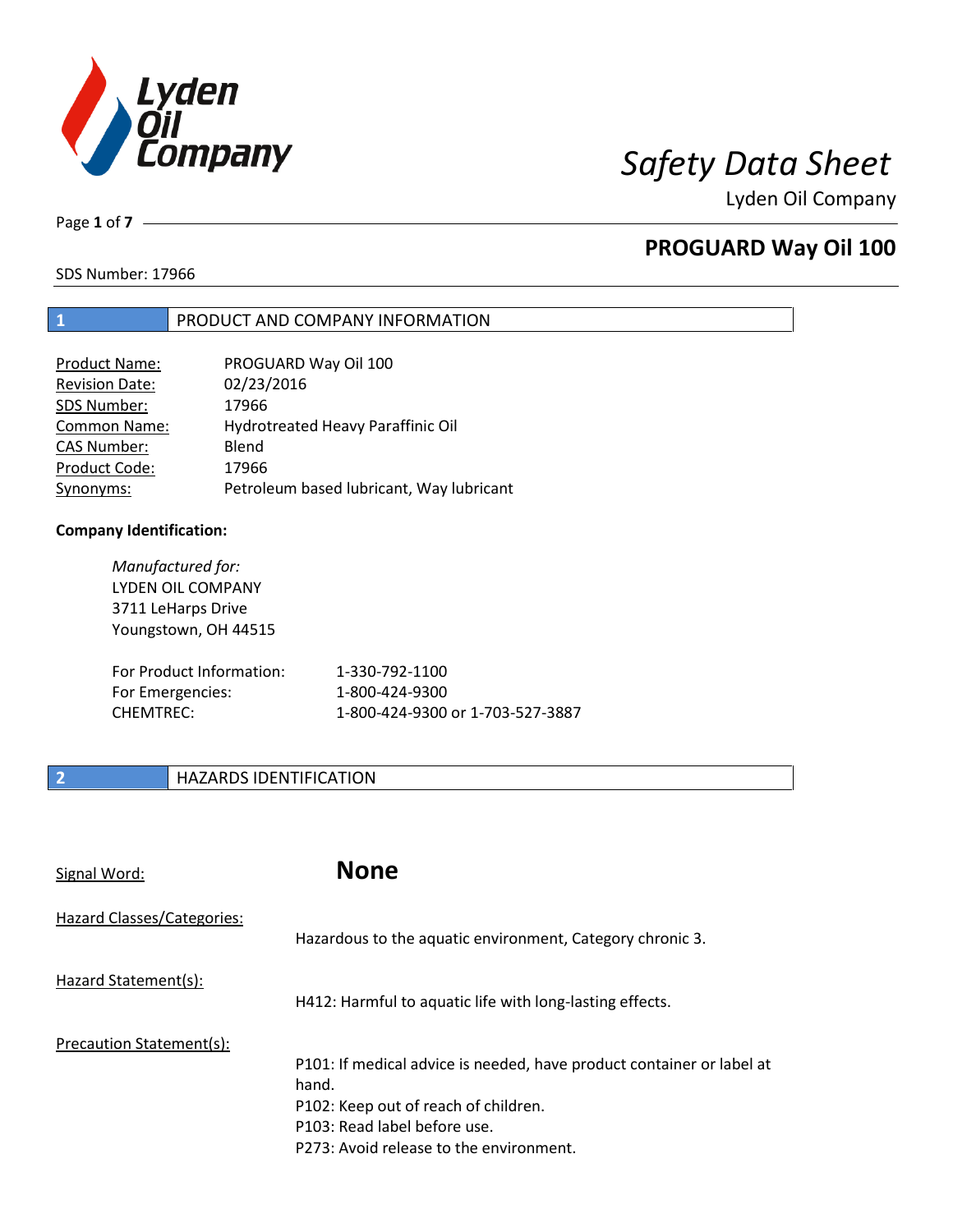# Safety Data Sheet

Lyden Oil Company

## PROGUARD Way Oil 100

SDS Number: 17966

## 1 PRODUCT AND COMPANY INFORMATION

| | |
|---|---|
| Product Name: | PROGUARD Way Oil 100 |
| Revision Date: | 02/23/2016 |
| SDS Number: | 17966 |
| Common Name: | Hydrotreated Heavy Paraffinic Oil |
| CAS Number: | Blend |
| Product Code: | 17966 |
| Synonyms: | Petroleum based lubricant, Way lubricant |

**Company Identification:**

*Manufactured for:*
LYDEN OIL COMPANY
3711 LeHarps Drive
Youngstown, OH 44515

| | |
|---|---|
| For Product Information: | 1-330-792-1100 |
| For Emergencies: | 1-800-424-9300 |
| CHEMTREC: | 1-800-424-9300 or 1-703-527-3887 |

## 2 HAZARDS IDENTIFICATION

Signal Word: **None**

Hazard Classes/Categories:
Hazardous to the aquatic environment, Category chronic 3.

Hazard Statement(s):
H412: Harmful to aquatic life with long-lasting effects.

Precaution Statement(s):
P101: If medical advice is needed, have product container or label at hand.
P102: Keep out of reach of children.
P103: Read label before use.
P273: Avoid release to the environment.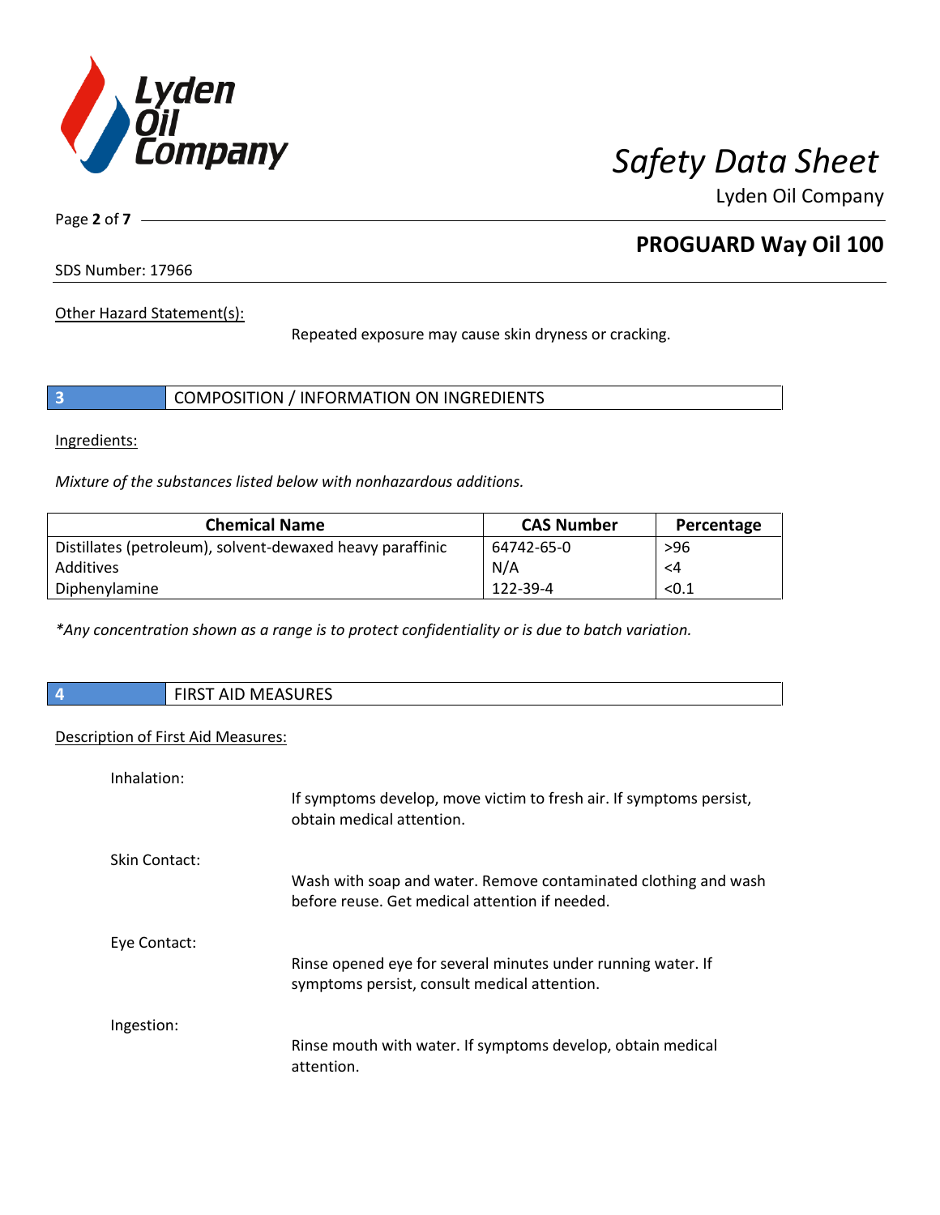SDS Number: 17966

Other Hazard Statement(s):

Repeated exposure may cause skin dryness or cracking.

## 3 COMPOSITION / INFORMATION ON INGREDIENTS

Ingredients:

*Mixture of the substances listed below with nonhazardous additions.*

| Chemical Name | CAS Number | Percentage |
|---|---|---|
| Distillates (petroleum), solvent-dewaxed heavy paraffinic | 64742-65-0 | >96 |
| Additives | N/A | <4 |
| Diphenylamine | 122-39-4 | <0.1 |

*\*Any concentration shown as a range is to protect confidentiality or is due to batch variation.*

## 4 FIRST AID MEASURES

Description of First Aid Measures:

Inhalation:

If symptoms develop, move victim to fresh air. If symptoms persist, obtain medical attention.

Skin Contact:

Wash with soap and water. Remove contaminated clothing and wash before reuse. Get medical attention if needed.

Eye Contact:

Rinse opened eye for several minutes under running water. If symptoms persist, consult medical attention.

Ingestion:

Rinse mouth with water. If symptoms develop, obtain medical attention.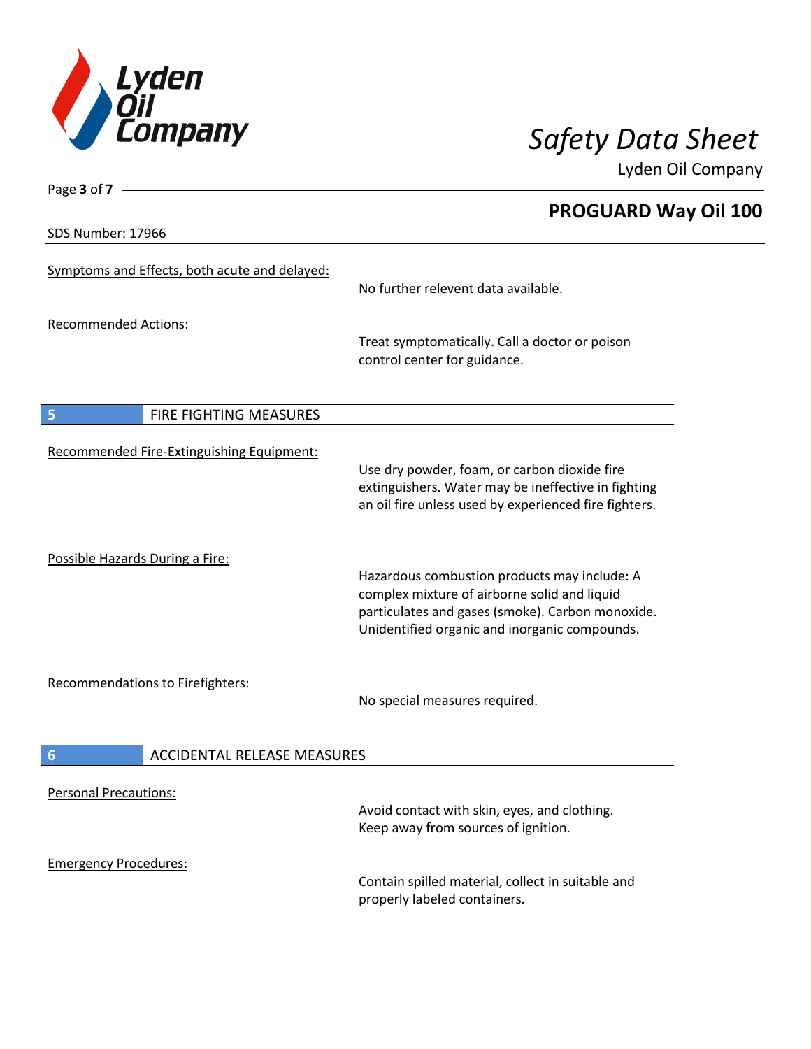Symptoms and Effects, both acute and delayed:

No further relevent data available.

Recommended Actions:

Treat symptomatically. Call a doctor or poison control center for guidance.

## 5 FIRE FIGHTING MEASURES

Recommended Fire-Extinguishing Equipment:

Use dry powder, foam, or carbon dioxide fire extinguishers. Water may be ineffective in fighting an oil fire unless used by experienced fire fighters.

Possible Hazards During a Fire:

Hazardous combustion products may include: A complex mixture of airborne solid and liquid particulates and gases (smoke). Carbon monoxide. Unidentified organic and inorganic compounds.

Recommendations to Firefighters:

No special measures required.

## 6 ACCIDENTAL RELEASE MEASURES

Personal Precautions:

Avoid contact with skin, eyes, and clothing. Keep away from sources of ignition.

Emergency Procedures:

Contain spilled material, collect in suitable and properly labeled containers.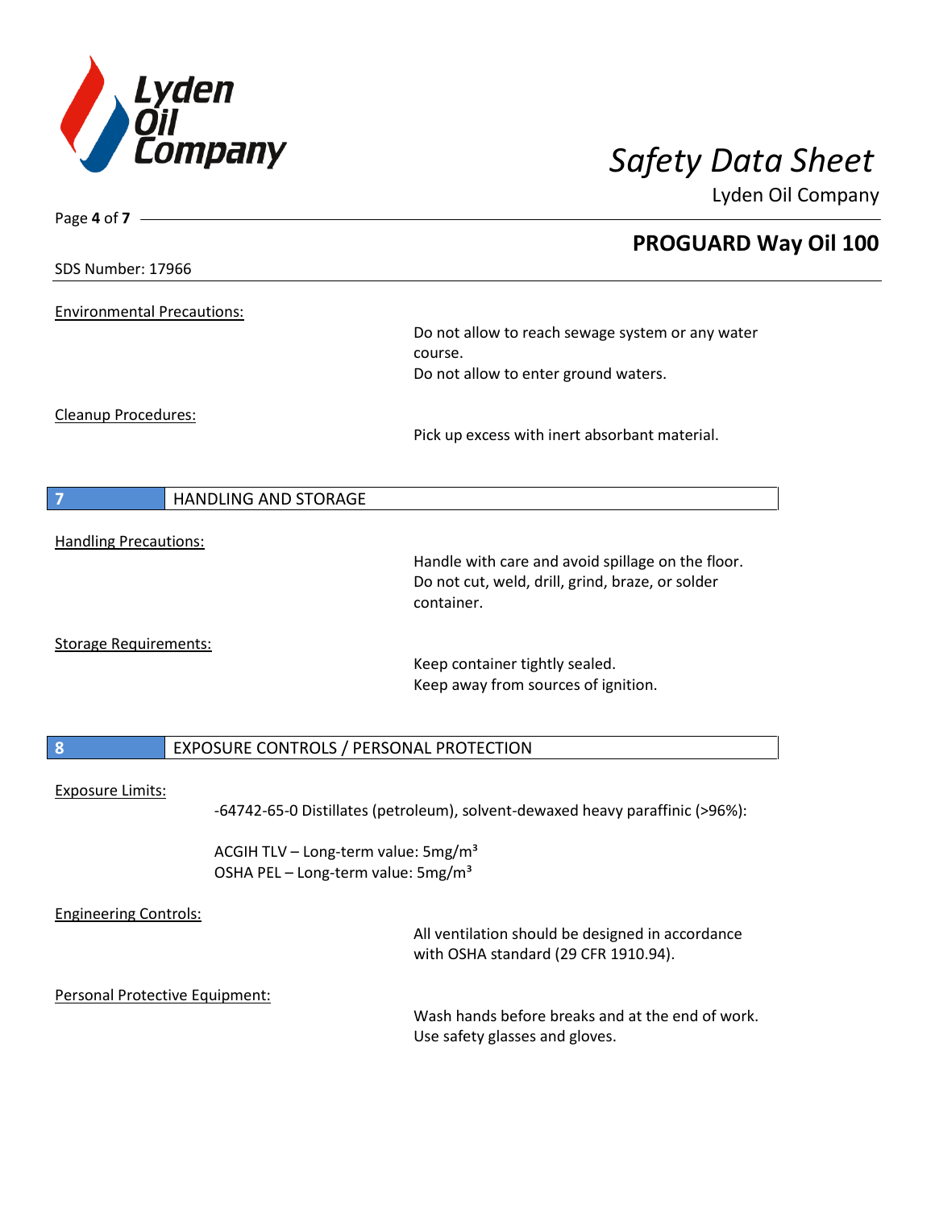Environmental Precautions:

Do not allow to reach sewage system or any water course.
Do not allow to enter ground waters.

Cleanup Procedures:

Pick up excess with inert absorbant material.

## 7 HANDLING AND STORAGE

Handling Precautions:

Handle with care and avoid spillage on the floor.
Do not cut, weld, drill, grind, braze, or solder container.

Storage Requirements:

Keep container tightly sealed.
Keep away from sources of ignition.

## 8 EXPOSURE CONTROLS / PERSONAL PROTECTION

Exposure Limits:

-64742-65-0 Distillates (petroleum), solvent-dewaxed heavy paraffinic (>96%):

ACGIH TLV – Long-term value: 5mg/m³
OSHA PEL – Long-term value: 5mg/m³

Engineering Controls:

All ventilation should be designed in accordance with OSHA standard (29 CFR 1910.94).

Personal Protective Equipment:

Wash hands before breaks and at the end of work.
Use safety glasses and gloves.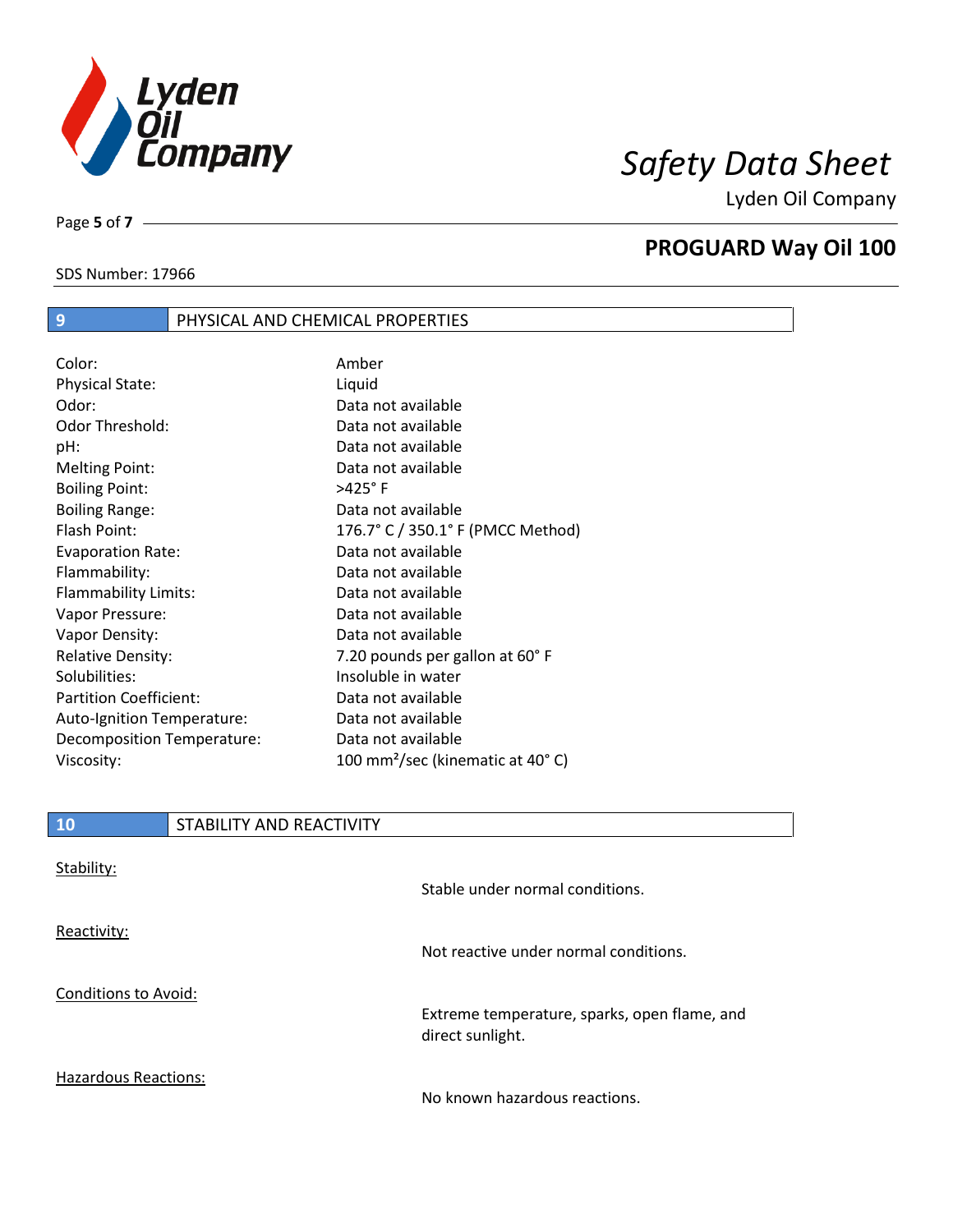## 9 PHYSICAL AND CHEMICAL PROPERTIES

| Property | Value |
|---|---|
| Color: | Amber |
| Physical State: | Liquid |
| Odor: | Data not available |
| Odor Threshold: | Data not available |
| pH: | Data not available |
| Melting Point: | Data not available |
| Boiling Point: | >425° F |
| Boiling Range: | Data not available |
| Flash Point: | 176.7° C / 350.1° F (PMCC Method) |
| Evaporation Rate: | Data not available |
| Flammability: | Data not available |
| Flammability Limits: | Data not available |
| Vapor Pressure: | Data not available |
| Vapor Density: | Data not available |
| Relative Density: | 7.20 pounds per gallon at 60° F |
| Solubilities: | Insoluble in water |
| Partition Coefficient: | Data not available |
| Auto-Ignition Temperature: | Data not available |
| Decomposition Temperature: | Data not available |
| Viscosity: | 100 $mm^2$/sec (kinematic at 40° C) |

## 10 STABILITY AND REACTIVITY

**Stability:**

Stable under normal conditions.

**Reactivity:**

Not reactive under normal conditions.

**Conditions to Avoid:**

Extreme temperature, sparks, open flame, and direct sunlight.

**Hazardous Reactions:**

No known hazardous reactions.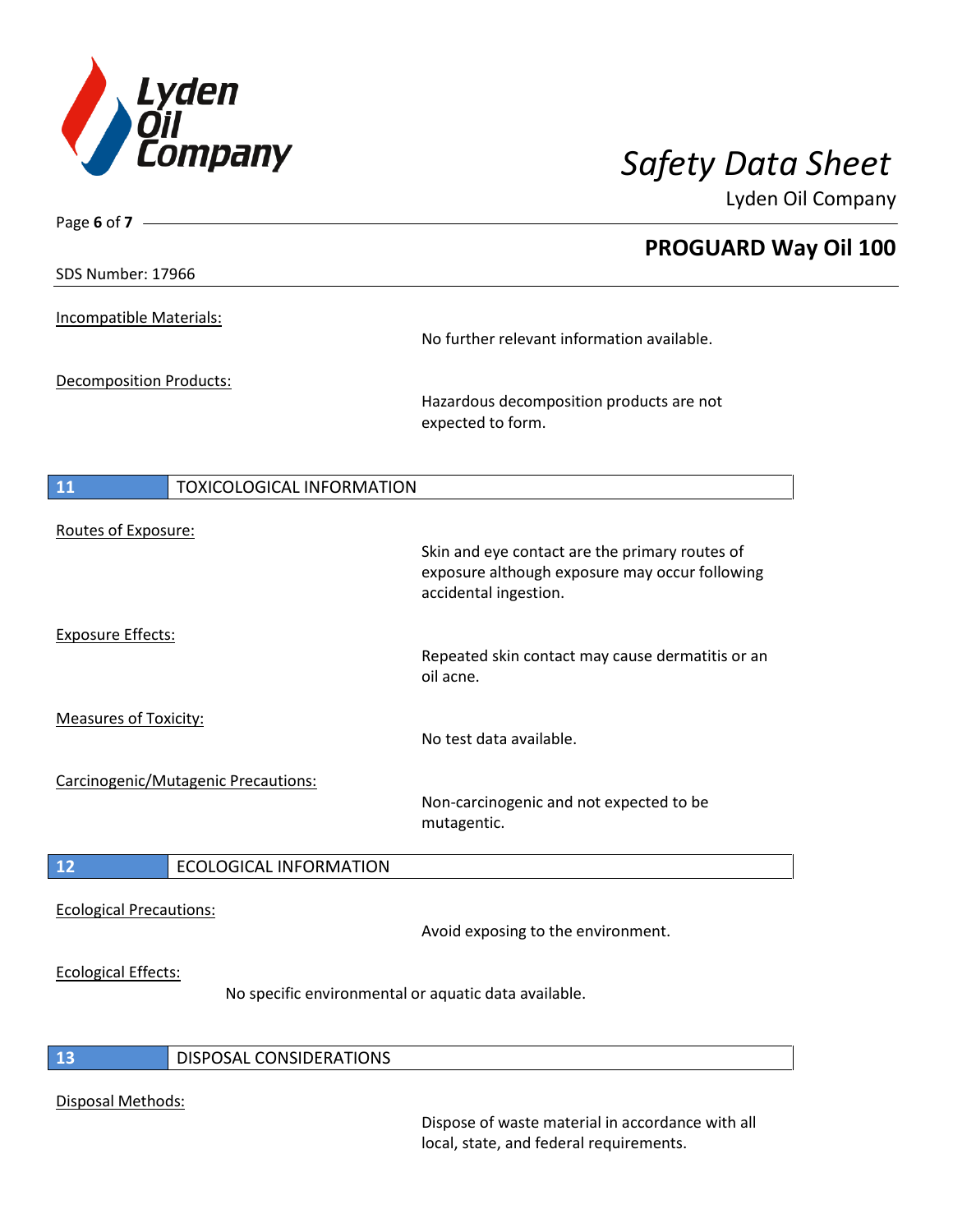SDS Number: 17966

Incompatible Materials:

No further relevant information available.

Decomposition Products:

Hazardous decomposition products are not expected to form.

## 11 TOXICOLOGICAL INFORMATION

Routes of Exposure:

Skin and eye contact are the primary routes of exposure although exposure may occur following accidental ingestion.

Exposure Effects:

Repeated skin contact may cause dermatitis or an oil acne.

Measures of Toxicity:

No test data available.

Carcinogenic/Mutagenic Precautions:

Non-carcinogenic and not expected to be mutagentic.

## 12 ECOLOGICAL INFORMATION

Ecological Precautions:

Avoid exposing to the environment.

Ecological Effects:

No specific environmental or aquatic data available.

## 13 DISPOSAL CONSIDERATIONS

Disposal Methods:

Dispose of waste material in accordance with all local, state, and federal requirements.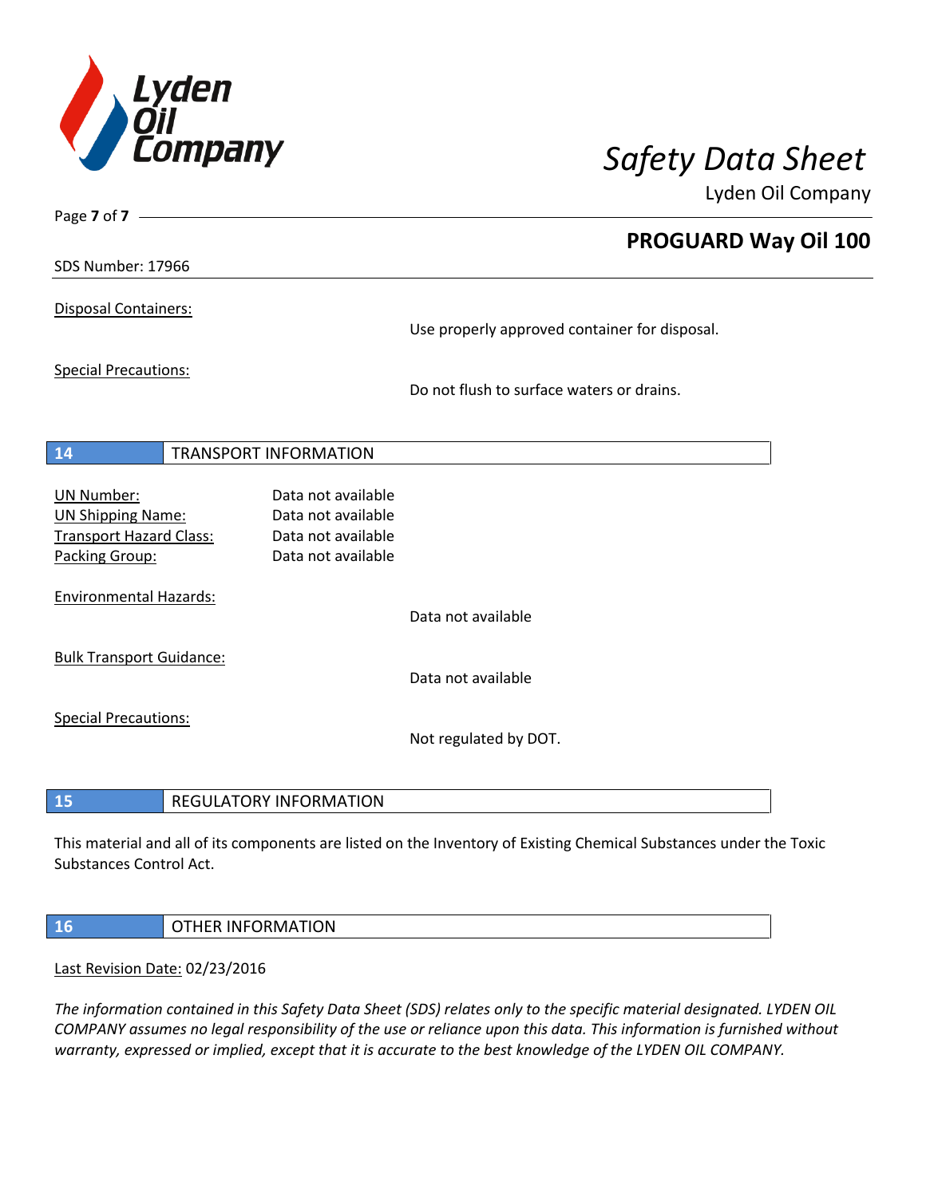Disposal Containers:

Use properly approved container for disposal.

Special Precautions:

Do not flush to surface waters or drains.

## 14 TRANSPORT INFORMATION

| | |
|---|---|
| UN Number: | Data not available |
| UN Shipping Name: | Data not available |
| Transport Hazard Class: | Data not available |
| Packing Group: | Data not available |

Environmental Hazards:

Data not available

Bulk Transport Guidance:

Data not available

Special Precautions:

Not regulated by DOT.

## 15 REGULATORY INFORMATION

This material and all of its components are listed on the Inventory of Existing Chemical Substances under the Toxic Substances Control Act.

## 16 OTHER INFORMATION

Last Revision Date: 02/23/2016

*The information contained in this Safety Data Sheet (SDS) relates only to the specific material designated. LYDEN OIL COMPANY assumes no legal responsibility of the use or reliance upon this data. This information is furnished without warranty, expressed or implied, except that it is accurate to the best knowledge of the LYDEN OIL COMPANY.*